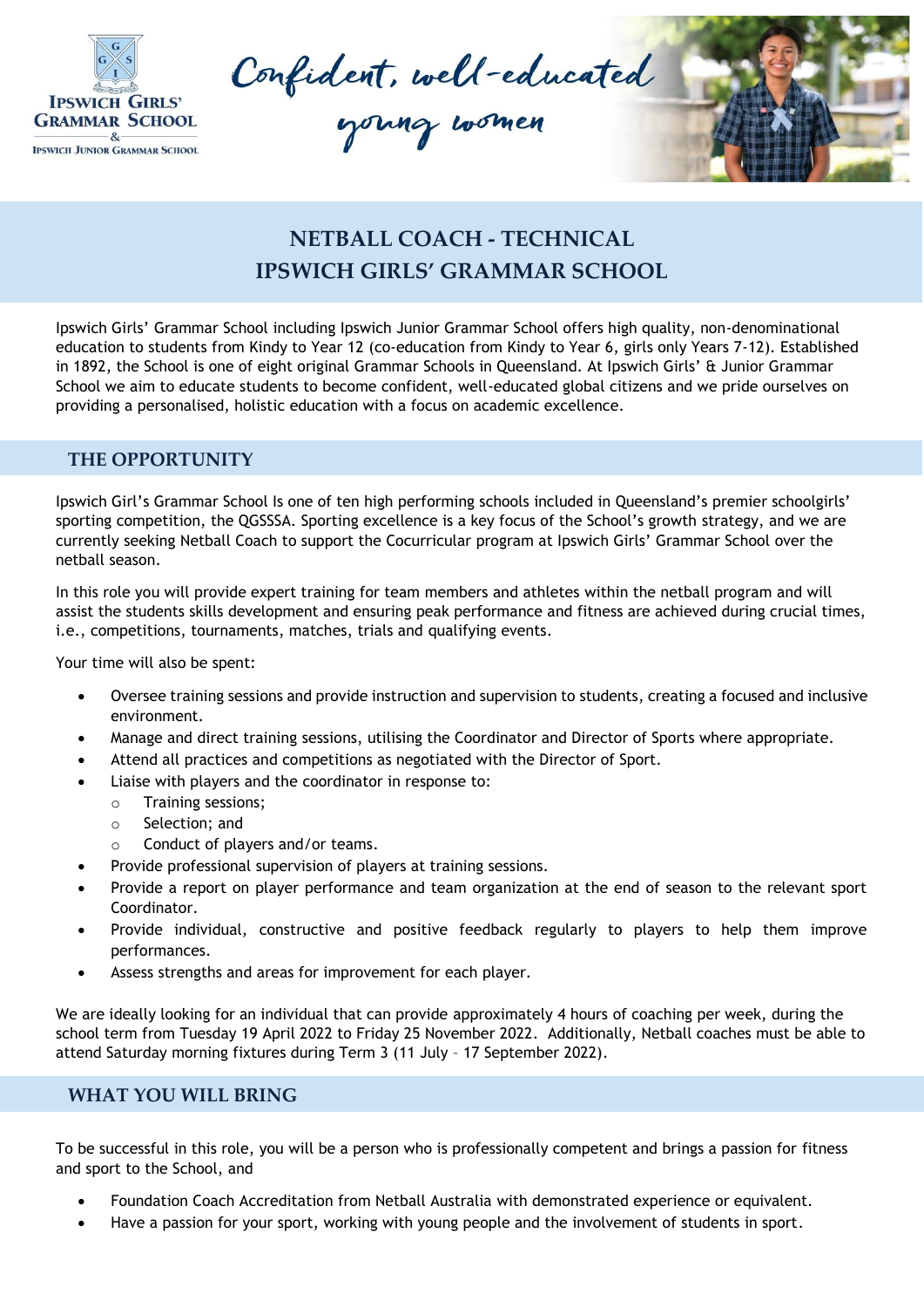Confident, well-educated young women

# NETBALL COACH - TECHNICAL
# IPSWICH GIRLS' GRAMMAR SCHOOL

Ipswich Girls' Grammar School including Ipswich Junior Grammar School offers high quality, non-denominational education to students from Kindy to Year 12 (co-education from Kindy to Year 6, girls only Years 7-12). Established in 1892, the School is one of eight original Grammar Schools in Queensland. At Ipswich Girls' & Junior Grammar School we aim to educate students to become confident, well-educated global citizens and we pride ourselves on providing a personalised, holistic education with a focus on academic excellence.

## THE OPPORTUNITY

Ipswich Girl's Grammar School Is one of ten high performing schools included in Queensland's premier schoolgirls' sporting competition, the QGSSSA. Sporting excellence is a key focus of the School's growth strategy, and we are currently seeking Netball Coach to support the Cocurricular program at Ipswich Girls' Grammar School over the netball season.

In this role you will provide expert training for team members and athletes within the netball program and will assist the students skills development and ensuring peak performance and fitness are achieved during crucial times, i.e., competitions, tournaments, matches, trials and qualifying events.

Your time will also be spent:

- Oversee training sessions and provide instruction and supervision to students, creating a focused and inclusive environment.
- Manage and direct training sessions, utilising the Coordinator and Director of Sports where appropriate.
- Attend all practices and competitions as negotiated with the Director of Sport.
- Liaise with players and the coordinator in response to:
  - Training sessions;
  - Selection; and
  - Conduct of players and/or teams.
- Provide professional supervision of players at training sessions.
- Provide a report on player performance and team organization at the end of season to the relevant sport Coordinator.
- Provide individual, constructive and positive feedback regularly to players to help them improve performances.
- Assess strengths and areas for improvement for each player.

We are ideally looking for an individual that can provide approximately 4 hours of coaching per week, during the school term from Tuesday 19 April 2022 to Friday 25 November 2022. Additionally, Netball coaches must be able to attend Saturday morning fixtures during Term 3 (11 July – 17 September 2022).

## WHAT YOU WILL BRING

To be successful in this role, you will be a person who is professionally competent and brings a passion for fitness and sport to the School, and

- Foundation Coach Accreditation from Netball Australia with demonstrated experience or equivalent.
- Have a passion for your sport, working with young people and the involvement of students in sport.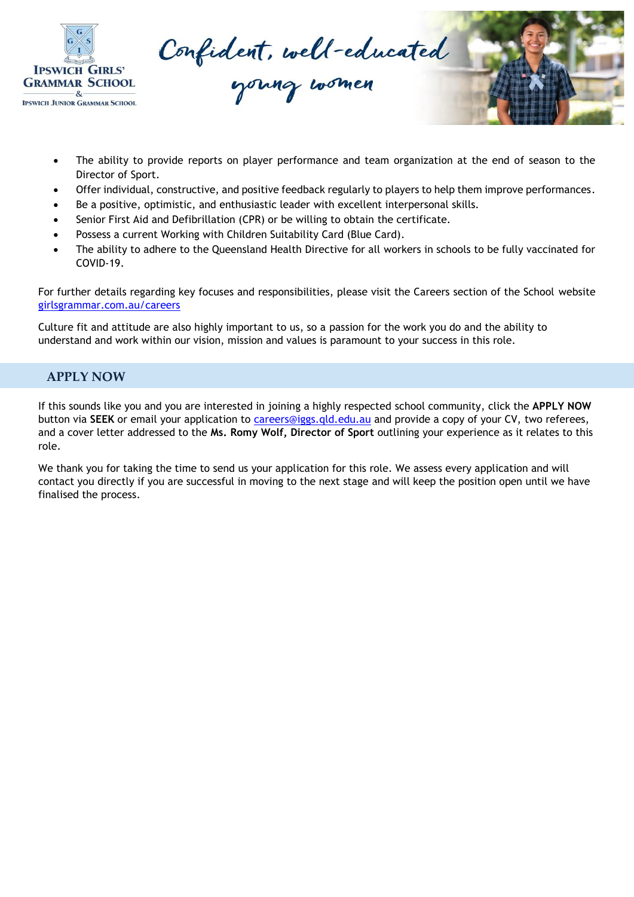- The ability to provide reports on player performance and team organization at the end of season to the Director of Sport.
- Offer individual, constructive, and positive feedback regularly to players to help them improve performances.
- Be a positive, optimistic, and enthusiastic leader with excellent interpersonal skills.
- Senior First Aid and Defibrillation (CPR) or be willing to obtain the certificate.
- Possess a current Working with Children Suitability Card (Blue Card).
- The ability to adhere to the Queensland Health Directive for all workers in schools to be fully vaccinated for COVID-19.

For further details regarding key focuses and responsibilities, please visit the Careers section of the School website girlsgrammar.com.au/careers

Culture fit and attitude are also highly important to us, so a passion for the work you do and the ability to understand and work within our vision, mission and values is paramount to your success in this role.

## APPLY NOW

If this sounds like you and you are interested in joining a highly respected school community, click the **APPLY NOW** button via **SEEK** or email your application to careers@iggs.qld.edu.au and provide a copy of your CV, two referees, and a cover letter addressed to the **Ms. Romy Wolf, Director of Sport** outlining your experience as it relates to this role.

We thank you for taking the time to send us your application for this role. We assess every application and will contact you directly if you are successful in moving to the next stage and will keep the position open until we have finalised the process.